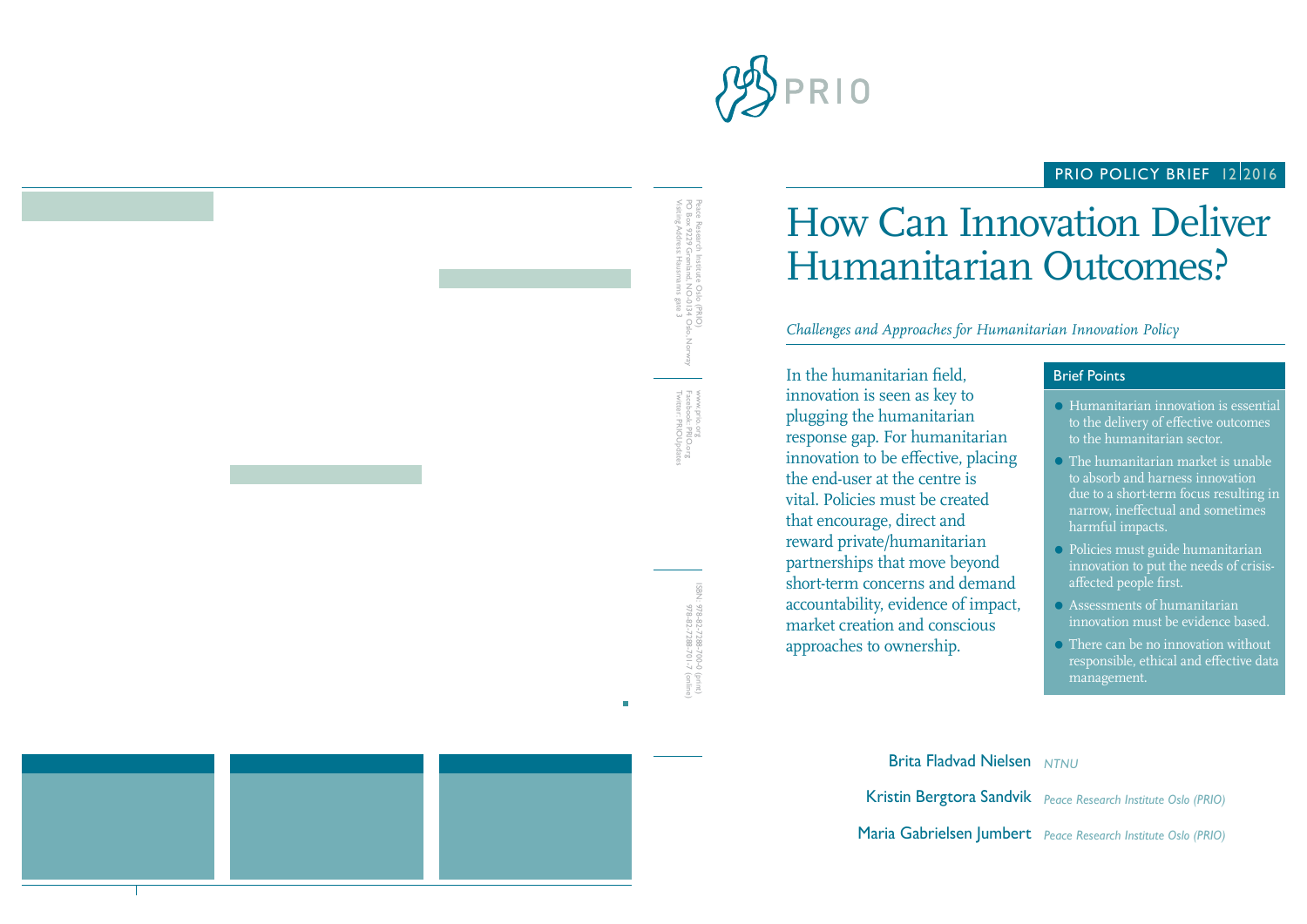PRIO POLICY BRIEF 12 2016

# How Can Innovation Deliver Humanitarian Outcomes?

*Challenges and Approaches for Humanitarian Innovation Policy*

In the humanitarian field, innovation is seen as key to plugging the humanitarian response gap. For humanitarian innovation to be effective, placing the end-user at the centre is vital. Policies must be created that encourage, direct and reward private/humanitarian partnerships that move beyond short-term concerns and demand accountability, evidence of impact, market creation and conscious approaches to ownership.

## Brief Points

- Humanitarian innovation is essential to the delivery of effective outcomes to the humanitarian sector.
- The humanitarian market is unable to absorb and harness innovation due to a short-term focus resulting in narrow, ineffectual and sometimes harmful impacts.
- Policies must guide humanitarian innovation to put the needs of crisis-affected people first.
- Assessments of humanitarian innovation must be evidence based.
- There can be no innovation without responsible, ethical and effective data management.

Brita Fladvad Nielsen *NTNU*

Kristin Bergtora Sandvik *Peace Research Institute Oslo (PRIO)*

Maria Gabrielsen Jumbert *Peace Research Institute Oslo (PRIO)*

Peace Research Institute Oslo (PRIO)
PO Box 9229 Grønland, NO-0134 Oslo, Norway
Visiting Address: Hausmanns gate 3

www.prio.org
Facebook: PRIO.org
Twitter: PRIOUpdates

ISBN: 978-82-7288-700-0 (print)
978-82-7288-701-7 (online)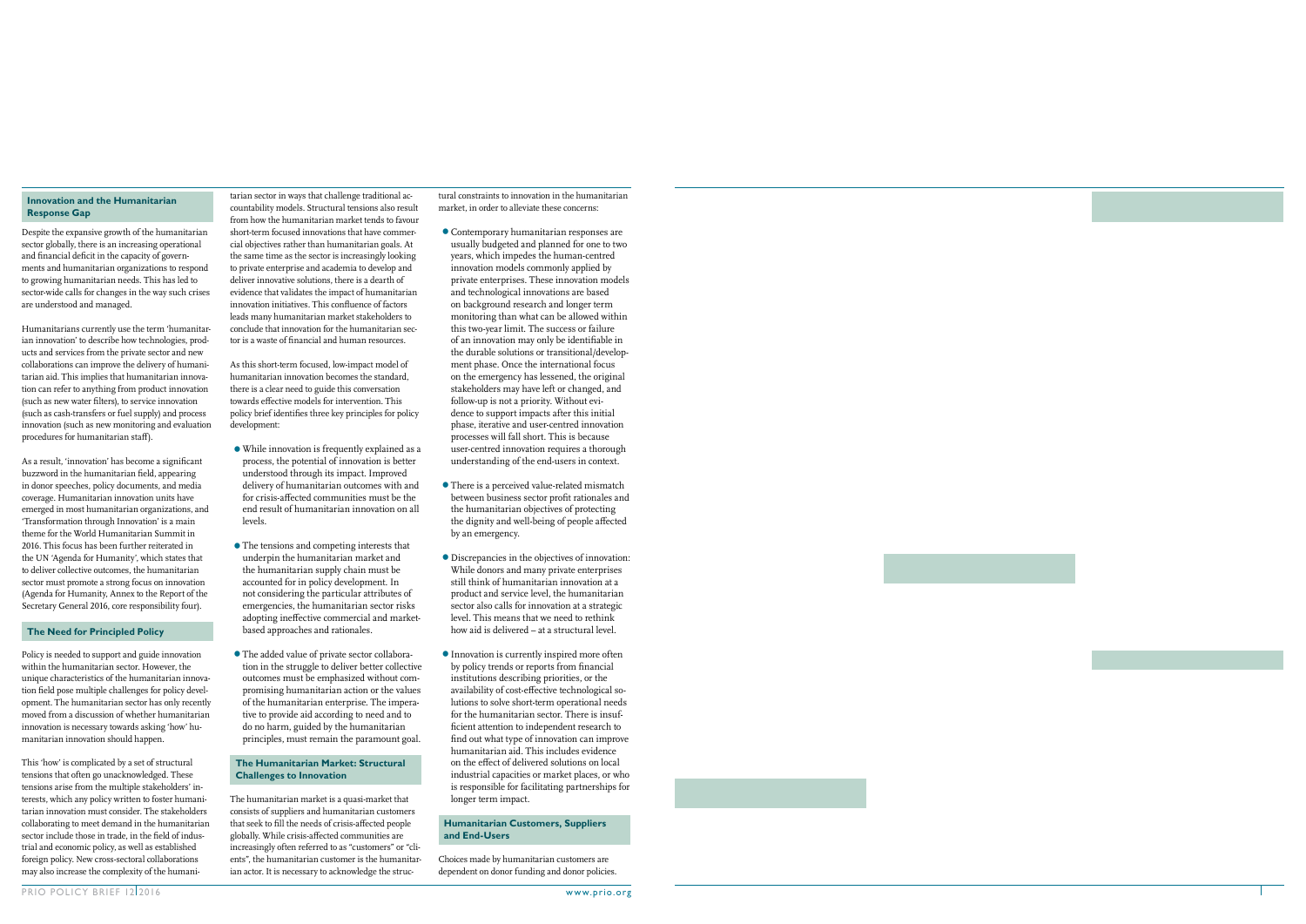## Innovation and the Humanitarian Response Gap

Despite the expansive growth of the humanitarian sector globally, there is an increasing operational and financial deficit in the capacity of governments and humanitarian organizations to respond to growing humanitarian needs. This has led to sector-wide calls for changes in the way such crises are understood and managed.

Humanitarians currently use the term 'humanitarian innovation' to describe how technologies, products and services from the private sector and new collaborations can improve the delivery of humanitarian aid. This implies that humanitarian innovation can refer to anything from product innovation (such as new water filters), to service innovation (such as cash-transfers or fuel supply) and process innovation (such as new monitoring and evaluation procedures for humanitarian staff).

As a result, 'innovation' has become a significant buzzword in the humanitarian field, appearing in donor speeches, policy documents, and media coverage. Humanitarian innovation units have emerged in most humanitarian organizations, and 'Transformation through Innovation' is a main theme for the World Humanitarian Summit in 2016. This focus has been further reiterated in the UN 'Agenda for Humanity', which states that to deliver collective outcomes, the humanitarian sector must promote a strong focus on innovation (Agenda for Humanity, Annex to the Report of the Secretary General 2016, core responsibility four).

## The Need for Principled Policy

Policy is needed to support and guide innovation within the humanitarian sector. However, the unique characteristics of the humanitarian innovation field pose multiple challenges for policy development. The humanitarian sector has only recently moved from a discussion of whether humanitarian innovation is necessary towards asking 'how' humanitarian innovation should happen.

This 'how' is complicated by a set of structural tensions that often go unacknowledged. These tensions arise from the multiple stakeholders' interests, which any policy written to foster humanitarian innovation must consider. The stakeholders collaborating to meet demand in the humanitarian sector include those in trade, in the field of industrial and economic policy, as well as established foreign policy. New cross-sectoral collaborations may also increase the complexity of the humanitarian sector in ways that challenge traditional accountability models. Structural tensions also result from how the humanitarian market tends to favour short-term focused innovations that have commercial objectives rather than humanitarian goals. At the same time as the sector is increasingly looking to private enterprise and academia to develop and deliver innovative solutions, there is a dearth of evidence that validates the impact of humanitarian innovation initiatives. This confluence of factors leads many humanitarian market stakeholders to conclude that innovation for the humanitarian sector is a waste of financial and human resources.

As this short-term focused, low-impact model of humanitarian innovation becomes the standard, there is a clear need to guide this conversation towards effective models for intervention. This policy brief identifies three key principles for policy development:

- While innovation is frequently explained as a process, the potential of innovation is better understood through its impact. Improved delivery of humanitarian outcomes with and for crisis-affected communities must be the end result of humanitarian innovation on all levels.
- The tensions and competing interests that underpin the humanitarian market and the humanitarian supply chain must be accounted for in policy development. In not considering the particular attributes of emergencies, the humanitarian sector risks adopting ineffective commercial and market-based approaches and rationales.
- The added value of private sector collaboration in the struggle to deliver better collective outcomes must be emphasized without compromising humanitarian action or the values of the humanitarian enterprise. The imperative to provide aid according to need and to do no harm, guided by the humanitarian principles, must remain the paramount goal.

## The Humanitarian Market: Structural Challenges to Innovation

The humanitarian market is a quasi-market that consists of suppliers and humanitarian customers that seek to fill the needs of crisis-affected people globally. While crisis-affected communities are increasingly often referred to as "customers" or "clients", the humanitarian customer is the humanitarian actor. It is necessary to acknowledge the structural constraints to innovation in the humanitarian market, in order to alleviate these concerns:

- Contemporary humanitarian responses are usually budgeted and planned for one to two years, which impedes the human-centred innovation models commonly applied by private enterprises. These innovation models and technological innovations are based on background research and longer term monitoring than what can be allowed within this two-year limit. The success or failure of an innovation may only be identifiable in the durable solutions or transitional/development phase. Once the international focus on the emergency has lessened, the original stakeholders may have left or changed, and follow-up is not a priority. Without evidence to support impacts after this initial phase, iterative and user-centred innovation processes will fall short. This is because user-centred innovation requires a thorough understanding of the end-users in context.
- There is a perceived value-related mismatch between business sector profit rationales and the humanitarian objectives of protecting the dignity and well-being of people affected by an emergency.
- Discrepancies in the objectives of innovation: While donors and many private enterprises still think of humanitarian innovation at a product and service level, the humanitarian sector also calls for innovation at a strategic level. This means that we need to rethink how aid is delivered – at a structural level.
- Innovation is currently inspired more often by policy trends or reports from financial institutions describing priorities, or the availability of cost-effective technological solutions to solve short-term operational needs for the humanitarian sector. There is insufficient attention to independent research to find out what type of innovation can improve humanitarian aid. This includes evidence on the effect of delivered solutions on local industrial capacities or market places, or who is responsible for facilitating partnerships for longer term impact.

## Humanitarian Customers, Suppliers and End-Users

Choices made by humanitarian customers are dependent on donor funding and donor policies.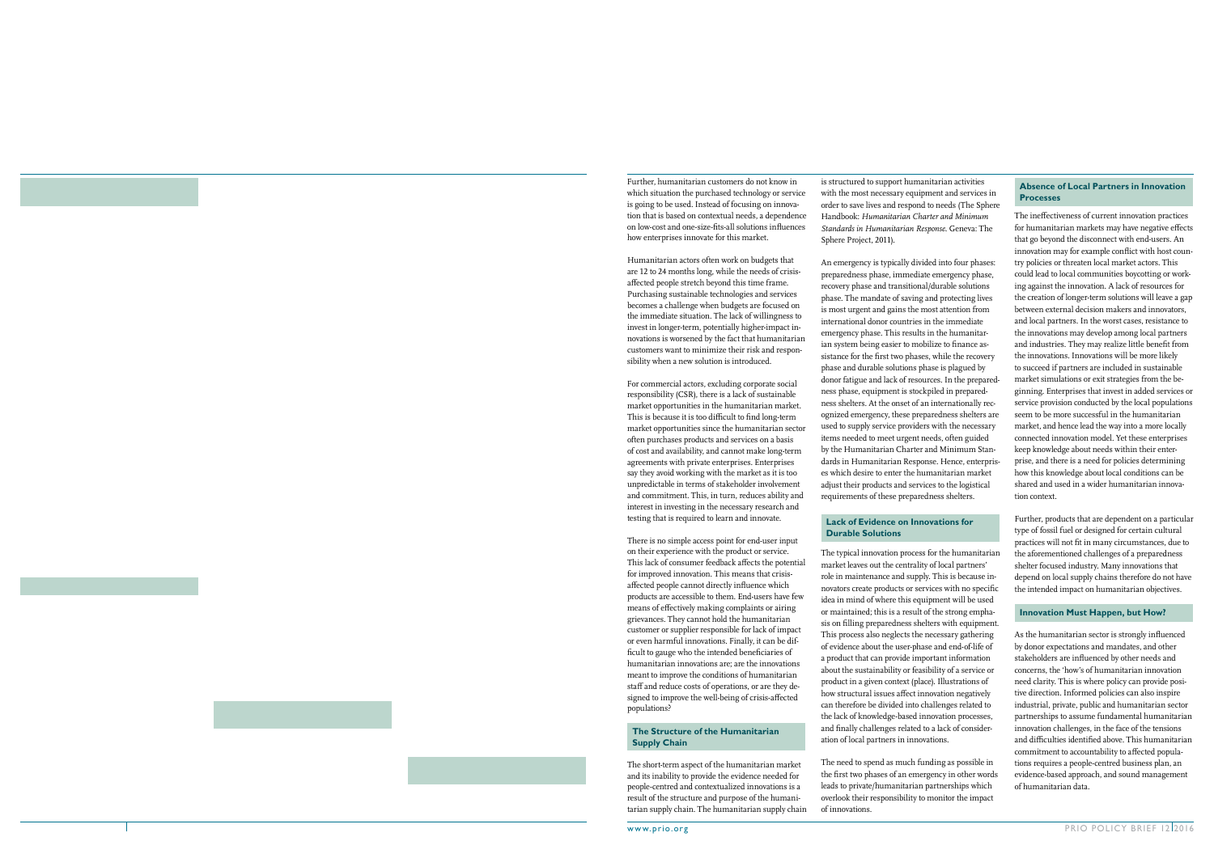Further, humanitarian customers do not know in which situation the purchased technology or service is going to be used. Instead of focusing on innovation that is based on contextual needs, a dependence on low-cost and one-size-fits-all solutions influences how enterprises innovate for this market.

Humanitarian actors often work on budgets that are 12 to 24 months long, while the needs of crisis-affected people stretch beyond this time frame. Purchasing sustainable technologies and services becomes a challenge when budgets are focused on the immediate situation. The lack of willingness to invest in longer-term, potentially higher-impact innovations is worsened by the fact that humanitarian customers want to minimize their risk and responsibility when a new solution is introduced.

For commercial actors, excluding corporate social responsibility (CSR), there is a lack of sustainable market opportunities in the humanitarian market. This is because it is too difficult to find long-term market opportunities since the humanitarian sector often purchases products and services on a basis of cost and availability, and cannot make long-term agreements with private enterprises. Enterprises say they avoid working with the market as it is too unpredictable in terms of stakeholder involvement and commitment. This, in turn, reduces ability and interest in investing in the necessary research and testing that is required to learn and innovate.

There is no simple access point for end-user input on their experience with the product or service. This lack of consumer feedback affects the potential for improved innovation. This means that crisis-affected people cannot directly influence which products are accessible to them. End-users have few means of effectively making complaints or airing grievances. They cannot hold the humanitarian customer or supplier responsible for lack of impact or even harmful innovations. Finally, it can be difficult to gauge who the intended beneficiaries of humanitarian innovations are; are the innovations meant to improve the conditions of humanitarian staff and reduce costs of operations, or are they designed to improve the well-being of crisis-affected populations?

### The Structure of the Humanitarian Supply Chain

The short-term aspect of the humanitarian market and its inability to provide the evidence needed for people-centred and contextualized innovations is a result of the structure and purpose of the humanitarian supply chain. The humanitarian supply chain is structured to support humanitarian activities with the most necessary equipment and services in order to save lives and respond to needs (The Sphere Handbook: *Humanitarian Charter and Minimum Standards in Humanitarian Response*. Geneva: The Sphere Project, 2011).

An emergency is typically divided into four phases: preparedness phase, immediate emergency phase, recovery phase and transitional/durable solutions phase. The mandate of saving and protecting lives is most urgent and gains the most attention from international donor countries in the immediate emergency phase. This results in the humanitarian system being easier to mobilize to finance assistance for the first two phases, while the recovery phase and durable solutions phase is plagued by donor fatigue and lack of resources. In the preparedness phase, equipment is stockpiled in preparedness shelters. At the onset of an internationally recognized emergency, these preparedness shelters are used to supply service providers with the necessary items needed to meet urgent needs, often guided by the Humanitarian Charter and Minimum Standards in Humanitarian Response. Hence, enterprises which desire to enter the humanitarian market adjust their products and services to the logistical requirements of these preparedness shelters.

### Lack of Evidence on Innovations for Durable Solutions

The typical innovation process for the humanitarian market leaves out the centrality of local partners' role in maintenance and supply. This is because innovators create products or services with no specific idea in mind of where this equipment will be used or maintained; this is a result of the strong emphasis on filling preparedness shelters with equipment. This process also neglects the necessary gathering of evidence about the user-phase and end-of-life of a product that can provide important information about the sustainability or feasibility of a service or product in a given context (place). Illustrations of how structural issues affect innovation negatively can therefore be divided into challenges related to the lack of knowledge-based innovation processes, and finally challenges related to a lack of consideration of local partners in innovations.

The need to spend as much funding as possible in the first two phases of an emergency in other words leads to private/humanitarian partnerships which overlook their responsibility to monitor the impact of innovations.

### Absence of Local Partners in Innovation Processes

The ineffectiveness of current innovation practices for humanitarian markets may have negative effects that go beyond the disconnect with end-users. An innovation may for example conflict with host country policies or threaten local market actors. This could lead to local communities boycotting or working against the innovation. A lack of resources for the creation of longer-term solutions will leave a gap between external decision makers and innovators, and local partners. In the worst cases, resistance to the innovations may develop among local partners and industries. They may realize little benefit from the innovations. Innovations will be more likely to succeed if partners are included in sustainable market simulations or exit strategies from the beginning. Enterprises that invest in added services or service provision conducted by the local populations seem to be more successful in the humanitarian market, and hence lead the way into a more locally connected innovation model. Yet these enterprises keep knowledge about needs within their enterprise, and there is a need for policies determining how this knowledge about local conditions can be shared and used in a wider humanitarian innovation context.

Further, products that are dependent on a particular type of fossil fuel or designed for certain cultural practices will not fit in many circumstances, due to the aforementioned challenges of a preparedness shelter focused industry. Many innovations that depend on local supply chains therefore do not have the intended impact on humanitarian objectives.

### Innovation Must Happen, but How?

As the humanitarian sector is strongly influenced by donor expectations and mandates, and other stakeholders are influenced by other needs and concerns, the 'how's of humanitarian innovation need clarity. This is where policy can provide positive direction. Informed policies can also inspire industrial, private, public and humanitarian sector partnerships to assume fundamental humanitarian innovation challenges, in the face of the tensions and difficulties identified above. This humanitarian commitment to accountability to affected populations requires a people-centred business plan, an evidence-based approach, and sound management of humanitarian data.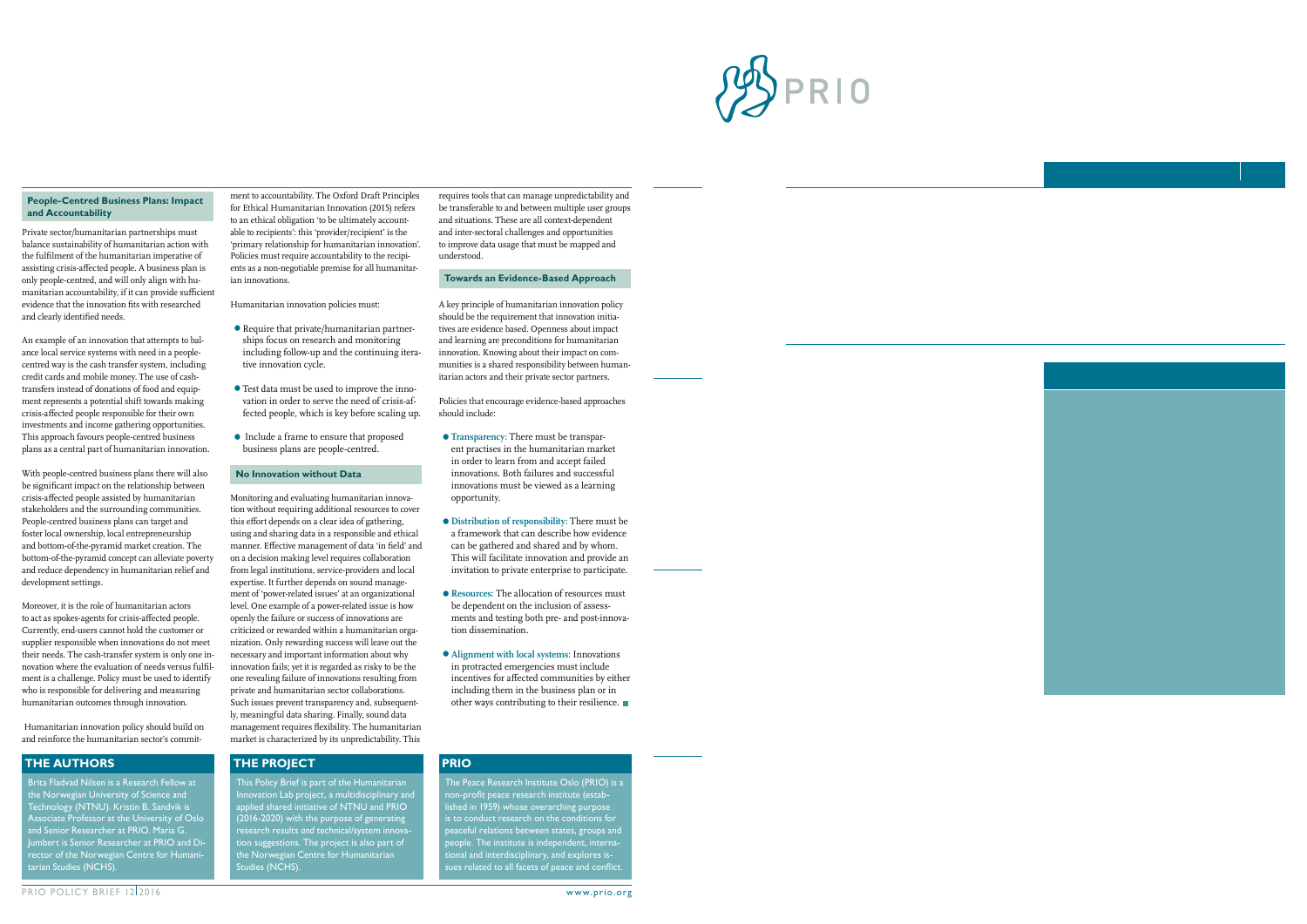### People-Centred Business Plans: Impact and Accountability

Private sector/humanitarian partnerships must balance sustainability of humanitarian action with the fulfilment of the humanitarian imperative of assisting crisis-affected people. A business plan is only people-centred, and will only align with humanitarian accountability, if it can provide sufficient evidence that the innovation fits with researched and clearly identified needs.

An example of an innovation that attempts to balance local service systems with need in a people-centred way is the cash transfer system, including credit cards and mobile money. The use of cash-transfers instead of donations of food and equipment represents a potential shift towards making crisis-affected people responsible for their own investments and income gathering opportunities. This approach favours people-centred business plans as a central part of humanitarian innovation.

With people-centred business plans there will also be significant impact on the relationship between crisis-affected people assisted by humanitarian stakeholders and the surrounding communities. People-centred business plans can target and foster local ownership, local entrepreneurship and bottom-of-the-pyramid market creation. The bottom-of-the-pyramid concept can alleviate poverty and reduce dependency in humanitarian relief and development settings.

Moreover, it is the role of humanitarian actors to act as spokes-agents for crisis-affected people. Currently, end-users cannot hold the customer or supplier responsible when innovations do not meet their needs. The cash-transfer system is only one innovation where the evaluation of needs versus fulfilment is a challenge. Policy must be used to identify who is responsible for delivering and measuring humanitarian outcomes through innovation.

Humanitarian innovation policy should build on and reinforce the humanitarian sector's commitment to accountability. The Oxford Draft Principles for Ethical Humanitarian Innovation (2015) refers to an ethical obligation 'to be ultimately accountable to recipients': this 'provider/recipient' is the 'primary relationship for humanitarian innovation'. Policies must require accountability to the recipients as a non-negotiable premise for all humanitarian innovations.

Humanitarian innovation policies must:

- Require that private/humanitarian partnerships focus on research and monitoring including follow-up and the continuing iterative innovation cycle.
- Test data must be used to improve the innovation in order to serve the need of crisis-affected people, which is key before scaling up.
- Include a frame to ensure that proposed business plans are people-centred.

### No Innovation without Data

Monitoring and evaluating humanitarian innovation without requiring additional resources to cover this effort depends on a clear idea of gathering, using and sharing data in a responsible and ethical manner. Effective management of data 'in field' and on a decision making level requires collaboration from legal institutions, service-providers and local expertise. It further depends on sound management of 'power-related issues' at an organizational level. One example of a power-related issue is how openly the failure or success of innovations are criticized or rewarded within a humanitarian organization. Only rewarding success will leave out the necessary and important information about why innovation fails; yet it is regarded as risky to be the one revealing failure of innovations resulting from private and humanitarian sector collaborations. Such issues prevent transparency and, subsequently, meaningful data sharing. Finally, sound data management requires flexibility. The humanitarian market is characterized by its unpredictability. This requires tools that can manage unpredictability and be transferable to and between multiple user groups and situations. These are all context-dependent and inter-sectoral challenges and opportunities to improve data usage that must be mapped and understood.

### Towards an Evidence-Based Approach

A key principle of humanitarian innovation policy should be the requirement that innovation initiatives are evidence based. Openness about impact and learning are preconditions for humanitarian innovation. Knowing about their impact on communities is a shared responsibility between humanitarian actors and their private sector partners.

Policies that encourage evidence-based approaches should include:

- **Transparency:** There must be transparent practises in the humanitarian market in order to learn from and accept failed innovations. Both failures and successful innovations must be viewed as a learning opportunity.
- **Distribution of responsibility:** There must be a framework that can describe how evidence can be gathered and shared and by whom. This will facilitate innovation and provide an invitation to private enterprise to participate.
- **Resources:** The allocation of resources must be dependent on the inclusion of assessments and testing both pre- and post-innovation dissemination.
- **Alignment with local systems:** Innovations in protracted emergencies must include incentives for affected communities by either including them in the business plan or in other ways contributing to their resilience.

## THE AUTHORS

Brita Fladvad Nilsen is a Research Fellow at the Norwegian University of Science and Technology (NTNU). Kristin B. Sandvik is Associate Professor at the University of Oslo and Senior Researcher at PRIO. Maria G. Jumbert is Senior Researcher at PRIO and Director of the Norwegian Centre for Humanitarian Studies (NCHS).

## THE PROJECT

This Policy Brief is part of the Humanitarian Innovation Lab project, a multidisciplinary and applied shared initiative of NTNU and PRIO (2016-2020) with the purpose of generating research results *and* technical/system innovation suggestions. The project is also part of the Norwegian Centre for Humanitarian Studies (NCHS).

## PRIO

The Peace Research Institute Oslo (PRIO) is a non-profit peace research institute (established in 1959) whose overarching purpose is to conduct research on the conditions for peaceful relations between states, groups and people. The institute is independent, international and interdisciplinary, and explores issues related to all facets of peace and conflict.